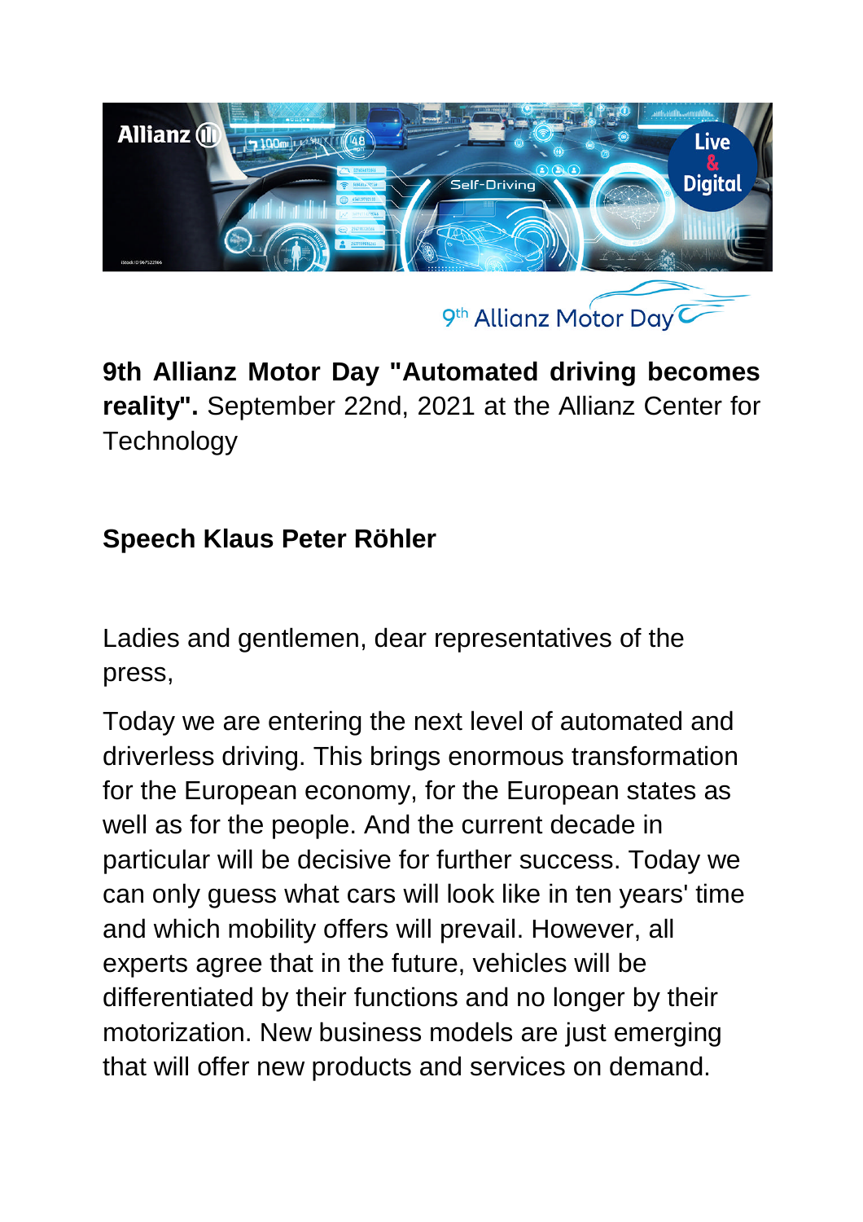9th Allianz Motor Day

**9th Allianz Motor Day "Automated driving becomes reality".** September 22nd, 2021 at the Allianz Center for Technology

## Speech Klaus Peter Röhler

Ladies and gentlemen, dear representatives of the press,

Today we are entering the next level of automated and driverless driving. This brings enormous transformation for the European economy, for the European states as well as for the people. And the current decade in particular will be decisive for further success. Today we can only guess what cars will look like in ten years' time and which mobility offers will prevail. However, all experts agree that in the future, vehicles will be differentiated by their functions and no longer by their motorization. New business models are just emerging that will offer new products and services on demand.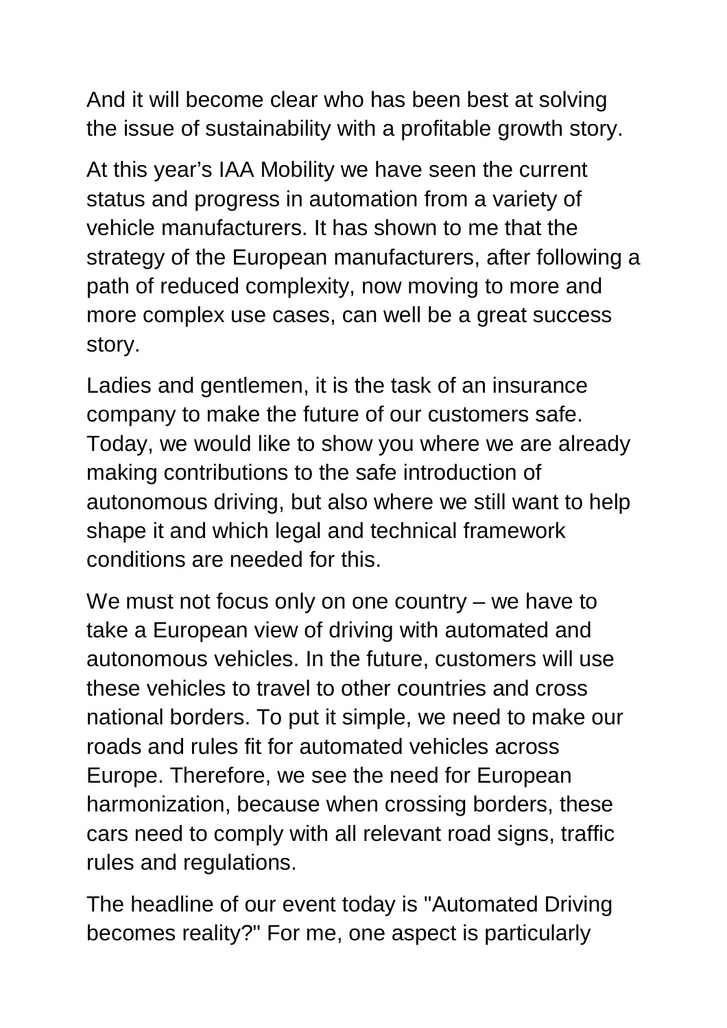And it will become clear who has been best at solving the issue of sustainability with a profitable growth story.

At this year's IAA Mobility we have seen the current status and progress in automation from a variety of vehicle manufacturers. It has shown to me that the strategy of the European manufacturers, after following a path of reduced complexity, now moving to more and more complex use cases, can well be a great success story.

Ladies and gentlemen, it is the task of an insurance company to make the future of our customers safe. Today, we would like to show you where we are already making contributions to the safe introduction of autonomous driving, but also where we still want to help shape it and which legal and technical framework conditions are needed for this.

We must not focus only on one country – we have to take a European view of driving with automated and autonomous vehicles. In the future, customers will use these vehicles to travel to other countries and cross national borders. To put it simple, we need to make our roads and rules fit for automated vehicles across Europe. Therefore, we see the need for European harmonization, because when crossing borders, these cars need to comply with all relevant road signs, traffic rules and regulations.

The headline of our event today is "Automated Driving becomes reality?" For me, one aspect is particularly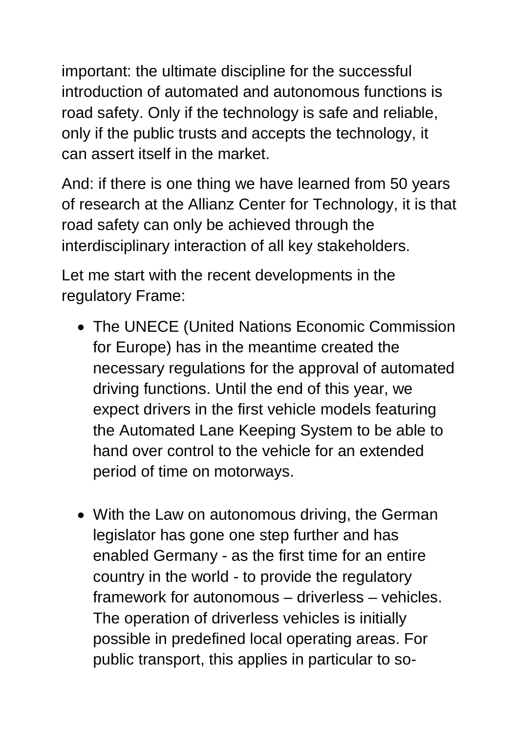important: the ultimate discipline for the successful introduction of automated and autonomous functions is road safety. Only if the technology is safe and reliable, only if the public trusts and accepts the technology, it can assert itself in the market.

And: if there is one thing we have learned from 50 years of research at the Allianz Center for Technology, it is that road safety can only be achieved through the interdisciplinary interaction of all key stakeholders.

Let me start with the recent developments in the regulatory Frame:

- The UNECE (United Nations Economic Commission for Europe) has in the meantime created the necessary regulations for the approval of automated driving functions. Until the end of this year, we expect drivers in the first vehicle models featuring the Automated Lane Keeping System to be able to hand over control to the vehicle for an extended period of time on motorways.

- With the Law on autonomous driving, the German legislator has gone one step further and has enabled Germany - as the first time for an entire country in the world - to provide the regulatory framework for autonomous – driverless – vehicles. The operation of driverless vehicles is initially possible in predefined local operating areas. For public transport, this applies in particular to so-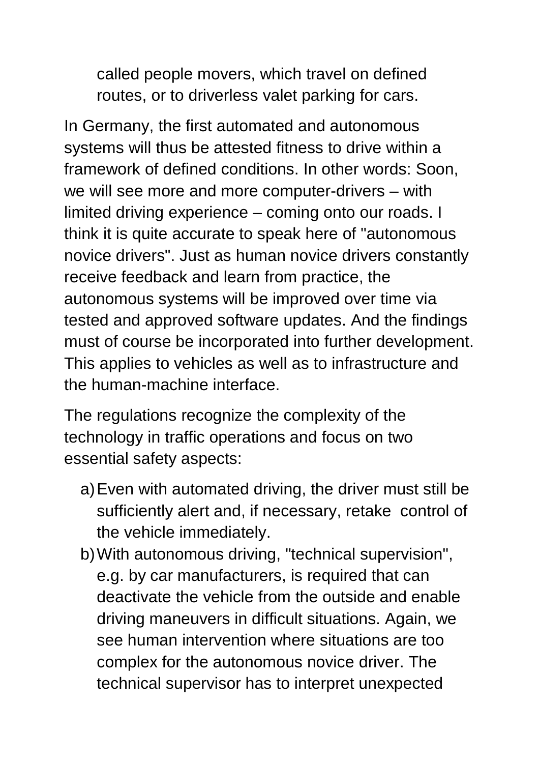called people movers, which travel on defined routes, or to driverless valet parking for cars.

In Germany, the first automated and autonomous systems will thus be attested fitness to drive within a framework of defined conditions. In other words: Soon, we will see more and more computer-drivers – with limited driving experience – coming onto our roads. I think it is quite accurate to speak here of "autonomous novice drivers". Just as human novice drivers constantly receive feedback and learn from practice, the autonomous systems will be improved over time via tested and approved software updates. And the findings must of course be incorporated into further development. This applies to vehicles as well as to infrastructure and the human-machine interface.

The regulations recognize the complexity of the technology in traffic operations and focus on two essential safety aspects:

a) Even with automated driving, the driver must still be sufficiently alert and, if necessary, retake control of the vehicle immediately.
b) With autonomous driving, "technical supervision", e.g. by car manufacturers, is required that can deactivate the vehicle from the outside and enable driving maneuvers in difficult situations. Again, we see human intervention where situations are too complex for the autonomous novice driver. The technical supervisor has to interpret unexpected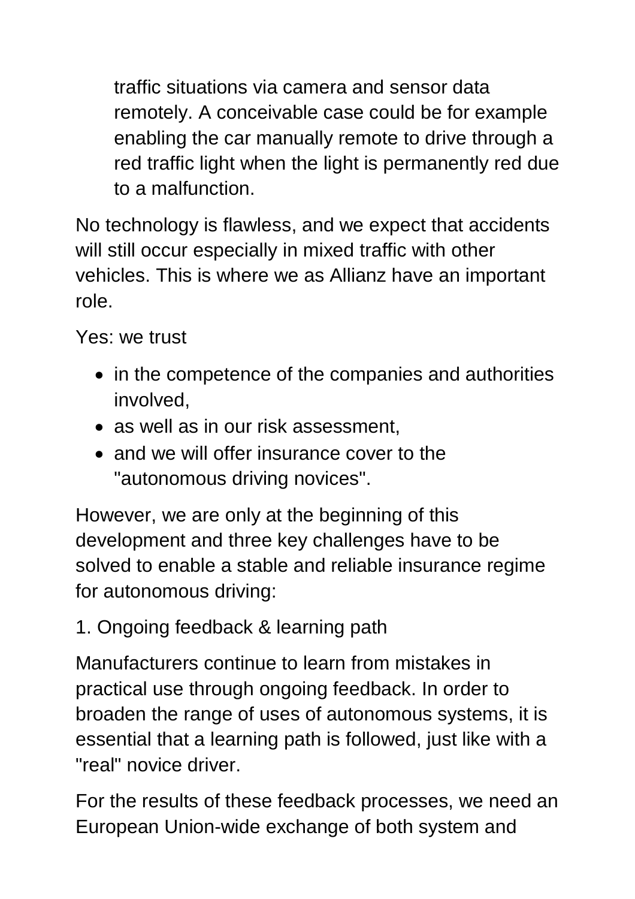traffic situations via camera and sensor data remotely. A conceivable case could be for example enabling the car manually remote to drive through a red traffic light when the light is permanently red due to a malfunction.

No technology is flawless, and we expect that accidents will still occur especially in mixed traffic with other vehicles. This is where we as Allianz have an important role.

Yes: we trust

- in the competence of the companies and authorities involved,
- as well as in our risk assessment,
- and we will offer insurance cover to the "autonomous driving novices".

However, we are only at the beginning of this development and three key challenges have to be solved to enable a stable and reliable insurance regime for autonomous driving:

1. Ongoing feedback & learning path

Manufacturers continue to learn from mistakes in practical use through ongoing feedback. In order to broaden the range of uses of autonomous systems, it is essential that a learning path is followed, just like with a "real" novice driver.

For the results of these feedback processes, we need an European Union-wide exchange of both system and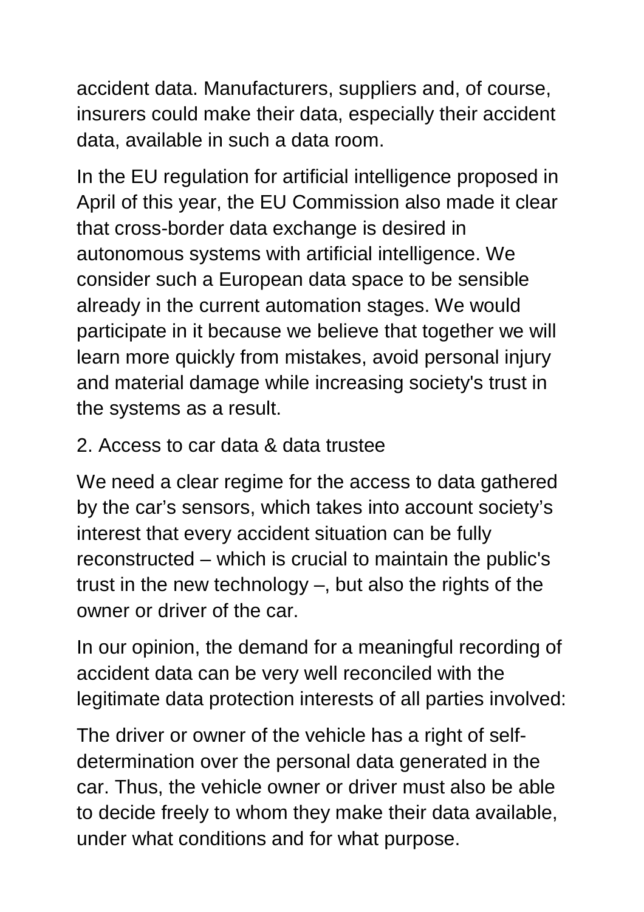accident data. Manufacturers, suppliers and, of course, insurers could make their data, especially their accident data, available in such a data room.

In the EU regulation for artificial intelligence proposed in April of this year, the EU Commission also made it clear that cross-border data exchange is desired in autonomous systems with artificial intelligence. We consider such a European data space to be sensible already in the current automation stages. We would participate in it because we believe that together we will learn more quickly from mistakes, avoid personal injury and material damage while increasing society's trust in the systems as a result.

2. Access to car data & data trustee

We need a clear regime for the access to data gathered by the car's sensors, which takes into account society's interest that every accident situation can be fully reconstructed – which is crucial to maintain the public's trust in the new technology –, but also the rights of the owner or driver of the car.

In our opinion, the demand for a meaningful recording of accident data can be very well reconciled with the legitimate data protection interests of all parties involved:

The driver or owner of the vehicle has a right of self-determination over the personal data generated in the car. Thus, the vehicle owner or driver must also be able to decide freely to whom they make their data available, under what conditions and for what purpose.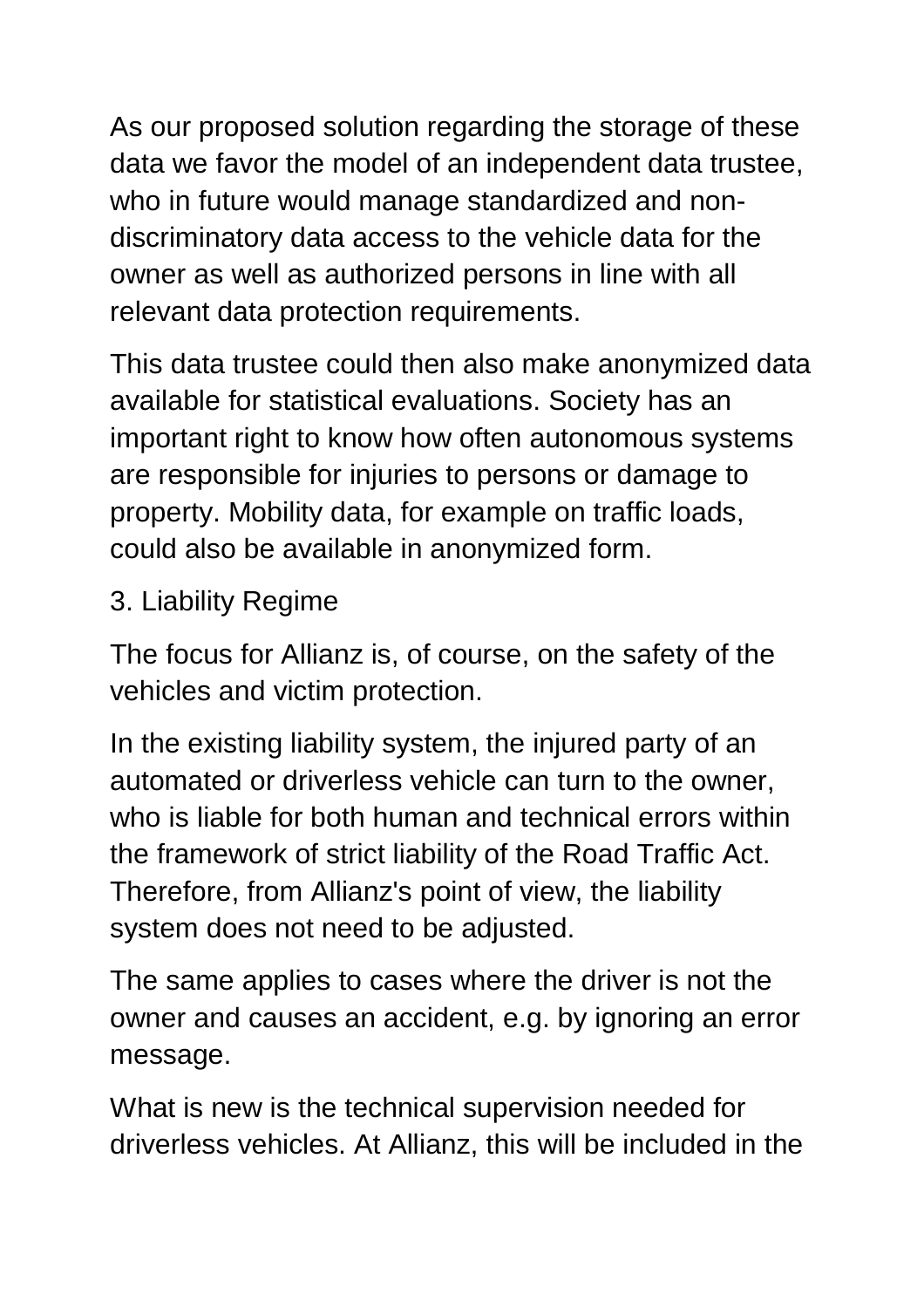As our proposed solution regarding the storage of these data we favor the model of an independent data trustee, who in future would manage standardized and non-discriminatory data access to the vehicle data for the owner as well as authorized persons in line with all relevant data protection requirements.

This data trustee could then also make anonymized data available for statistical evaluations. Society has an important right to know how often autonomous systems are responsible for injuries to persons or damage to property. Mobility data, for example on traffic loads, could also be available in anonymized form.

## 3. Liability Regime

The focus for Allianz is, of course, on the safety of the vehicles and victim protection.

In the existing liability system, the injured party of an automated or driverless vehicle can turn to the owner, who is liable for both human and technical errors within the framework of strict liability of the Road Traffic Act. Therefore, from Allianz's point of view, the liability system does not need to be adjusted.

The same applies to cases where the driver is not the owner and causes an accident, e.g. by ignoring an error message.

What is new is the technical supervision needed for driverless vehicles. At Allianz, this will be included in the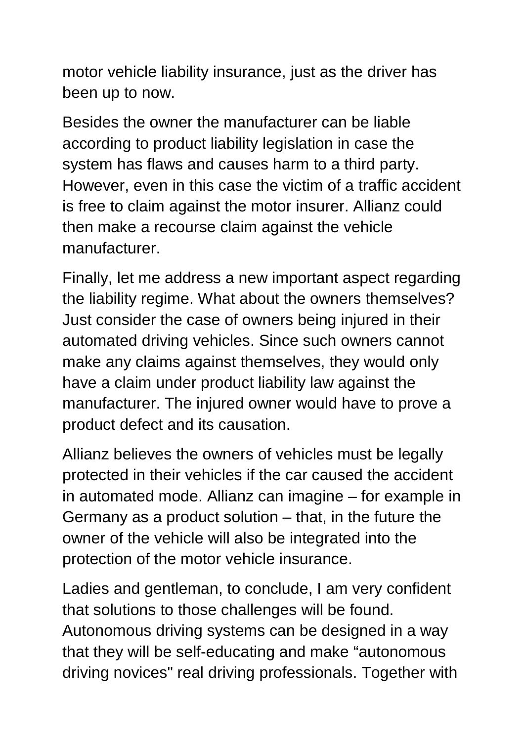motor vehicle liability insurance, just as the driver has been up to now.

Besides the owner the manufacturer can be liable according to product liability legislation in case the system has flaws and causes harm to a third party. However, even in this case the victim of a traffic accident is free to claim against the motor insurer. Allianz could then make a recourse claim against the vehicle manufacturer.

Finally, let me address a new important aspect regarding the liability regime. What about the owners themselves? Just consider the case of owners being injured in their automated driving vehicles. Since such owners cannot make any claims against themselves, they would only have a claim under product liability law against the manufacturer. The injured owner would have to prove a product defect and its causation.

Allianz believes the owners of vehicles must be legally protected in their vehicles if the car caused the accident in automated mode. Allianz can imagine – for example in Germany as a product solution – that, in the future the owner of the vehicle will also be integrated into the protection of the motor vehicle insurance.

Ladies and gentleman, to conclude, I am very confident that solutions to those challenges will be found. Autonomous driving systems can be designed in a way that they will be self-educating and make “autonomous driving novices" real driving professionals. Together with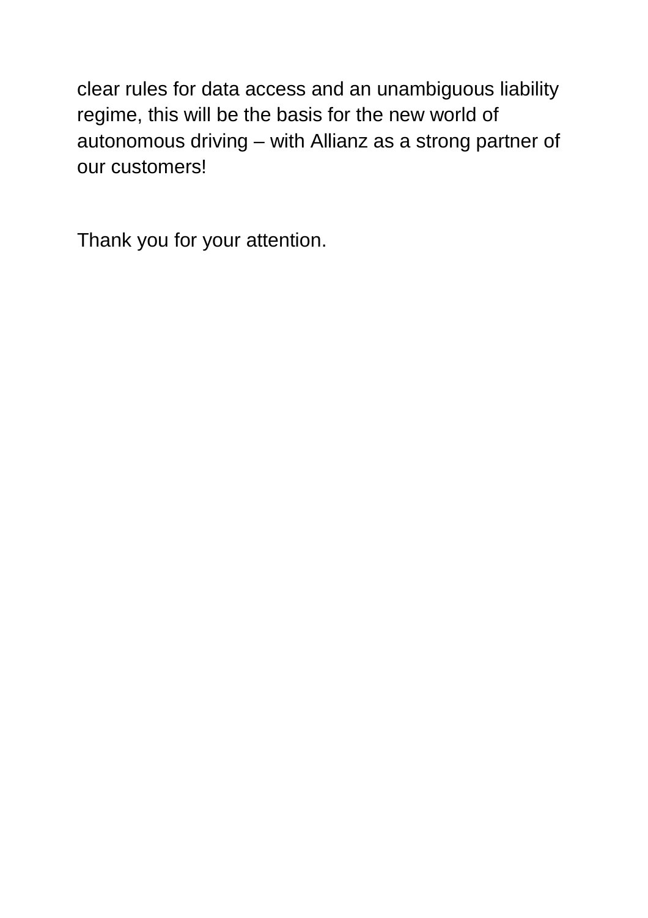clear rules for data access and an unambiguous liability regime, this will be the basis for the new world of autonomous driving – with Allianz as a strong partner of our customers!

Thank you for your attention.